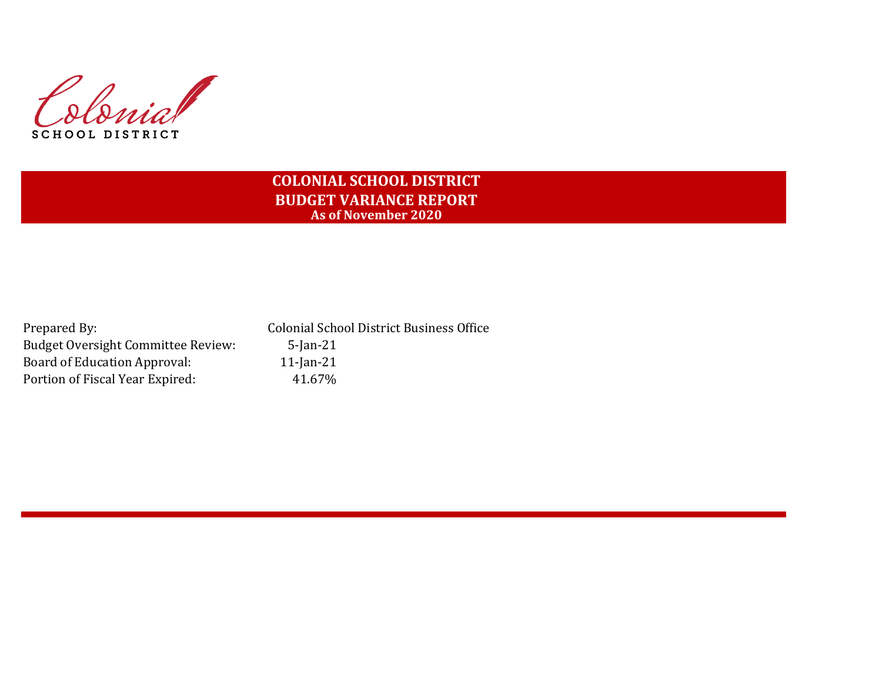Colonial
SCHOOL DISTRICT

# COLONIAL SCHOOL DISTRICT
## BUDGET VARIANCE REPORT
### As of November 2020

| | |
|---|---|
| Prepared By: | Colonial School District Business Office |
| Budget Oversight Committee Review: | 5-Jan-21 |
| Board of Education Approval: | 11-Jan-21 |
| Portion of Fiscal Year Expired: | 41.67% |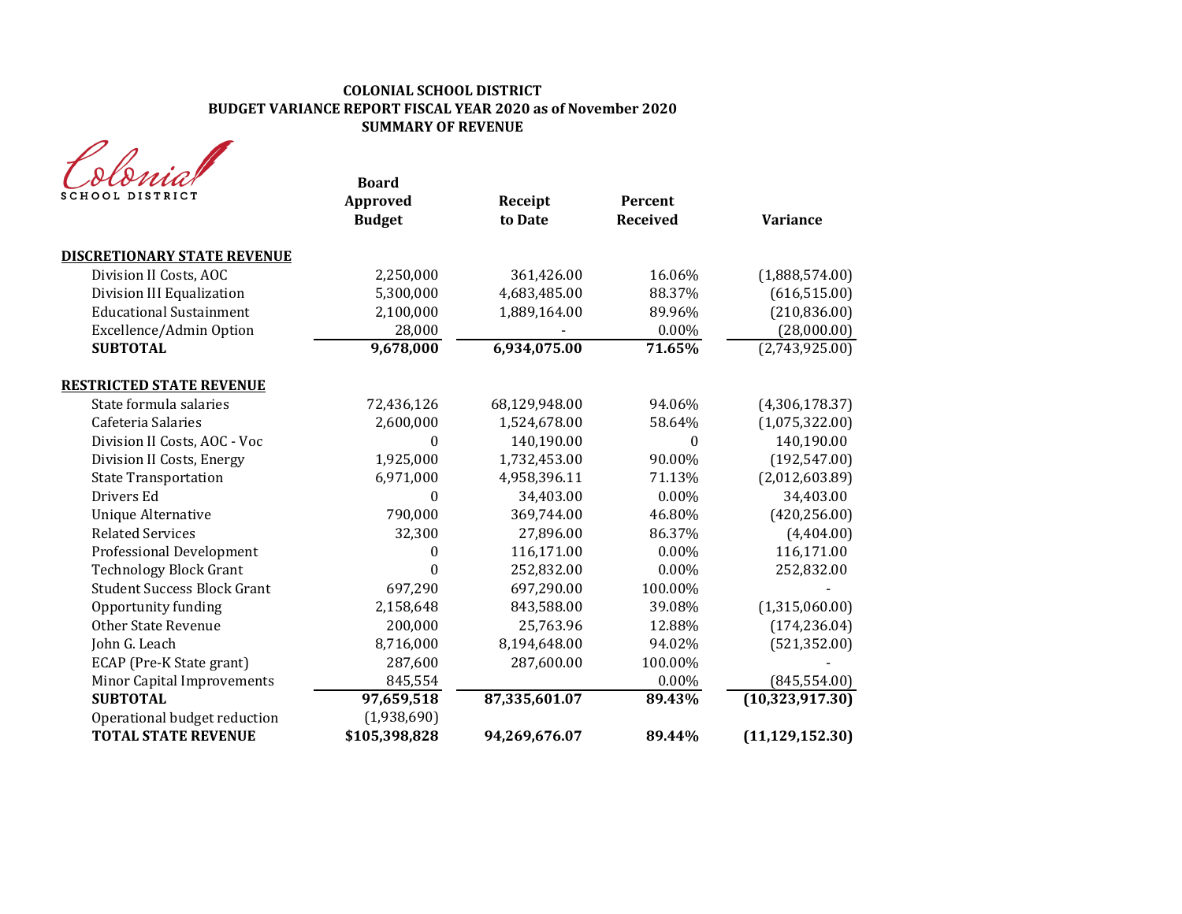**COLONIAL SCHOOL DISTRICT**
**BUDGET VARIANCE REPORT FISCAL YEAR 2020 as of November 2020**
**SUMMARY OF REVENUE**

Colonial SCHOOL DISTRICT

| | Board Approved Budget | Receipt to Date | Percent Received | Variance |
|---|---|---|---|---|
| **DISCRETIONARY STATE REVENUE** | | | | |
| Division II Costs, AOC | 2,250,000 | 361,426.00 | 16.06% | (1,888,574.00) |
| Division III Equalization | 5,300,000 | 4,683,485.00 | 88.37% | (616,515.00) |
| Educational Sustainment | 2,100,000 | 1,889,164.00 | 89.96% | (210,836.00) |
| Excellence/Admin Option | 28,000 | - | 0.00% | (28,000.00) |
| **SUBTOTAL** | **9,678,000** | **6,934,075.00** | **71.65%** | (2,743,925.00) |
| **RESTRICTED STATE REVENUE** | | | | |
| State formula salaries | 72,436,126 | 68,129,948.00 | 94.06% | (4,306,178.37) |
| Cafeteria Salaries | 2,600,000 | 1,524,678.00 | 58.64% | (1,075,322.00) |
| Division II Costs, AOC - Voc | 0 | 140,190.00 | 0 | 140,190.00 |
| Division II Costs, Energy | 1,925,000 | 1,732,453.00 | 90.00% | (192,547.00) |
| State Transportation | 6,971,000 | 4,958,396.11 | 71.13% | (2,012,603.89) |
| Drivers Ed | 0 | 34,403.00 | 0.00% | 34,403.00 |
| Unique Alternative | 790,000 | 369,744.00 | 46.80% | (420,256.00) |
| Related Services | 32,300 | 27,896.00 | 86.37% | (4,404.00) |
| Professional Development | 0 | 116,171.00 | 0.00% | 116,171.00 |
| Technology Block Grant | 0 | 252,832.00 | 0.00% | 252,832.00 |
| Student Success Block Grant | 697,290 | 697,290.00 | 100.00% | - |
| Opportunity funding | 2,158,648 | 843,588.00 | 39.08% | (1,315,060.00) |
| Other State Revenue | 200,000 | 25,763.96 | 12.88% | (174,236.04) |
| John G. Leach | 8,716,000 | 8,194,648.00 | 94.02% | (521,352.00) |
| ECAP (Pre-K State grant) | 287,600 | 287,600.00 | 100.00% | - |
| Minor Capital Improvements | 845,554 | | 0.00% | (845,554.00) |
| **SUBTOTAL** | **97,659,518** | **87,335,601.07** | **89.43%** | **(10,323,917.30)** |
| Operational budget reduction | (1,938,690) | | | |
| **TOTAL STATE REVENUE** | **$105,398,828** | **94,269,676.07** | **89.44%** | **(11,129,152.30)** |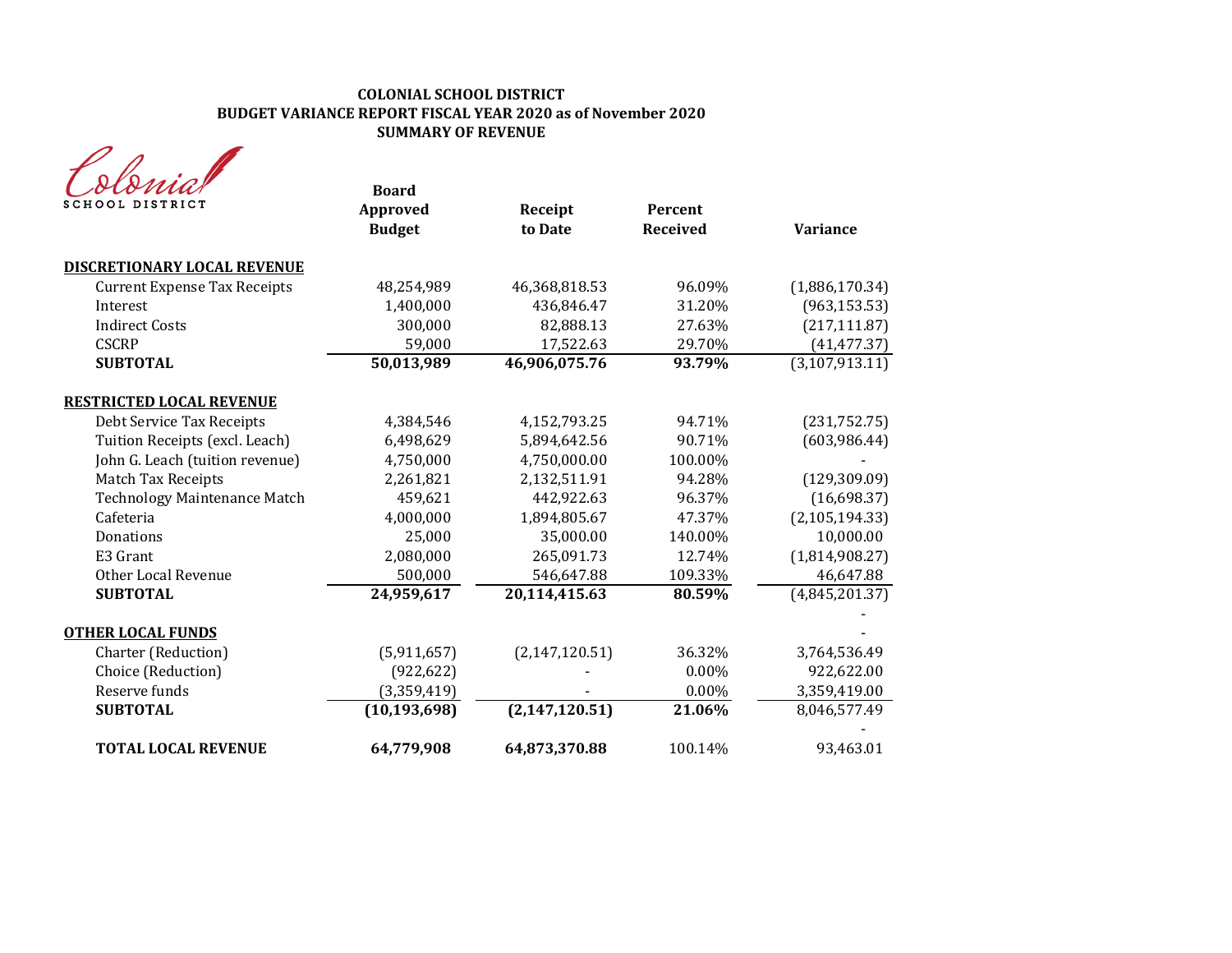**COLONIAL SCHOOL DISTRICT**
**BUDGET VARIANCE REPORT FISCAL YEAR 2020 as of November 2020**
**SUMMARY OF REVENUE**

Colonial SCHOOL DISTRICT

| | Board Approved Budget | Receipt to Date | Percent Received | Variance |
|---|---|---|---|---|
| **DISCRETIONARY LOCAL REVENUE** | | | | |
| Current Expense Tax Receipts | 48,254,989 | 46,368,818.53 | 96.09% | (1,886,170.34) |
| Interest | 1,400,000 | 436,846.47 | 31.20% | (963,153.53) |
| Indirect Costs | 300,000 | 82,888.13 | 27.63% | (217,111.87) |
| CSCRP | 59,000 | 17,522.63 | 29.70% | (41,477.37) |
| **SUBTOTAL** | **50,013,989** | **46,906,075.76** | **93.79%** | (3,107,913.11) |
| **RESTRICTED LOCAL REVENUE** | | | | |
| Debt Service Tax Receipts | 4,384,546 | 4,152,793.25 | 94.71% | (231,752.75) |
| Tuition Receipts (excl. Leach) | 6,498,629 | 5,894,642.56 | 90.71% | (603,986.44) |
| John G. Leach (tuition revenue) | 4,750,000 | 4,750,000.00 | 100.00% | - |
| Match Tax Receipts | 2,261,821 | 2,132,511.91 | 94.28% | (129,309.09) |
| Technology Maintenance Match | 459,621 | 442,922.63 | 96.37% | (16,698.37) |
| Cafeteria | 4,000,000 | 1,894,805.67 | 47.37% | (2,105,194.33) |
| Donations | 25,000 | 35,000.00 | 140.00% | 10,000.00 |
| E3 Grant | 2,080,000 | 265,091.73 | 12.74% | (1,814,908.27) |
| Other Local Revenue | 500,000 | 546,647.88 | 109.33% | 46,647.88 |
| **SUBTOTAL** | **24,959,617** | **20,114,415.63** | **80.59%** | (4,845,201.37) |
| | | | | - |
| **OTHER LOCAL FUNDS** | | | | - |
| Charter (Reduction) | (5,911,657) | (2,147,120.51) | 36.32% | 3,764,536.49 |
| Choice (Reduction) | (922,622) | - | 0.00% | 922,622.00 |
| Reserve funds | (3,359,419) | - | 0.00% | 3,359,419.00 |
| **SUBTOTAL** | **(10,193,698)** | **(2,147,120.51)** | **21.06%** | 8,046,577.49 |
| | | | | - |
| **TOTAL LOCAL REVENUE** | **64,779,908** | **64,873,370.88** | 100.14% | 93,463.01 |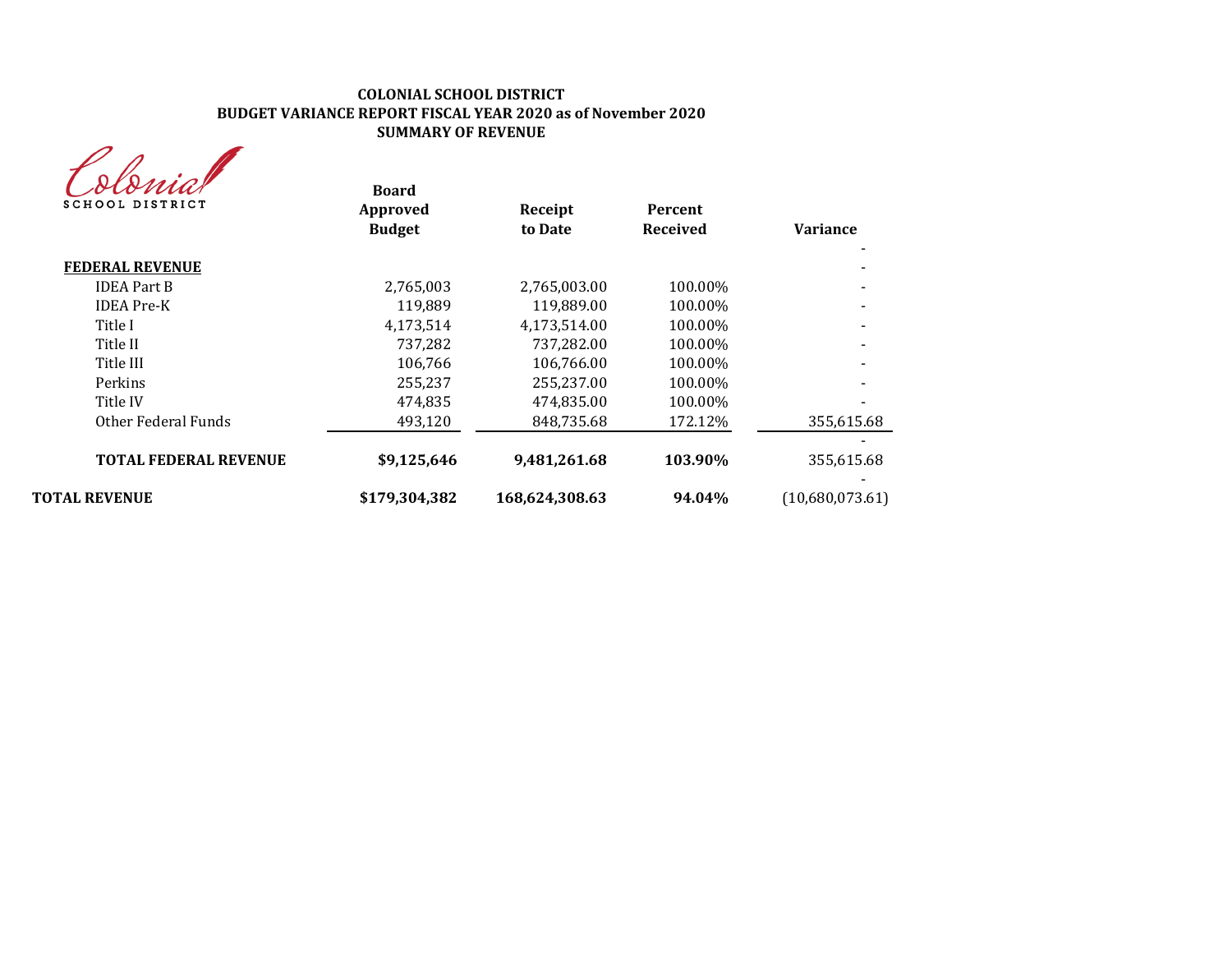**COLONIAL SCHOOL DISTRICT**
**BUDGET VARIANCE REPORT FISCAL YEAR 2020 as of November 2020**
**SUMMARY OF REVENUE**

Colonial SCHOOL DISTRICT

| | Board Approved Budget | Receipt to Date | Percent Received | Variance |
|---|---|---|---|---|
| | | | | - |
| **FEDERAL REVENUE** | | | | - |
| IDEA Part B | 2,765,003 | 2,765,003.00 | 100.00% | - |
| IDEA Pre-K | 119,889 | 119,889.00 | 100.00% | - |
| Title I | 4,173,514 | 4,173,514.00 | 100.00% | - |
| Title II | 737,282 | 737,282.00 | 100.00% | - |
| Title III | 106,766 | 106,766.00 | 100.00% | - |
| Perkins | 255,237 | 255,237.00 | 100.00% | - |
| Title IV | 474,835 | 474,835.00 | 100.00% | - |
| Other Federal Funds | 493,120 | 848,735.68 | 172.12% | 355,615.68 |
| | | | | - |
| **TOTAL FEDERAL REVENUE** | **$9,125,646** | **9,481,261.68** | **103.90%** | 355,615.68 |
| | | | | - |
| **TOTAL REVENUE** | **$179,304,382** | **168,624,308.63** | **94.04%** | (10,680,073.61) |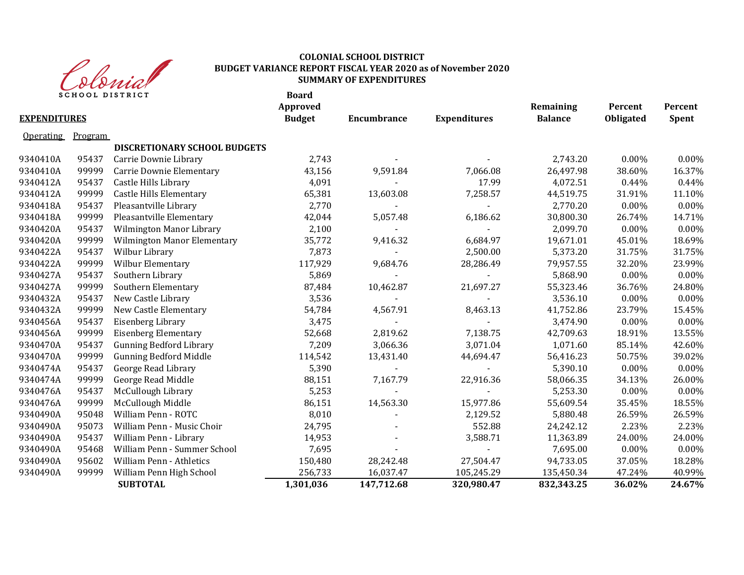# COLONIAL SCHOOL DISTRICT
## BUDGET VARIANCE REPORT FISCAL YEAR 2020 as of November 2020
## SUMMARY OF EXPENDITURES

| EXPENDITURES | | | Board Approved Budget | Encumbrance | Expenditures | Remaining Balance | Percent Obligated | Percent Spent |
|---|---|---|---|---|---|---|---|---|
| Operating | Program | | | | | | | |
| | | **DISCRETIONARY SCHOOL BUDGETS** | | | | | | |
| 9340410A | 95437 | Carrie Downie Library | 2,743 | - | - | 2,743.20 | 0.00% | 0.00% |
| 9340410A | 99999 | Carrie Downie Elementary | 43,156 | 9,591.84 | 7,066.08 | 26,497.98 | 38.60% | 16.37% |
| 9340412A | 95437 | Castle Hills Library | 4,091 | - | 17.99 | 4,072.51 | 0.44% | 0.44% |
| 9340412A | 99999 | Castle Hills Elementary | 65,381 | 13,603.08 | 7,258.57 | 44,519.75 | 31.91% | 11.10% |
| 9340418A | 95437 | Pleasantville Library | 2,770 | - | - | 2,770.20 | 0.00% | 0.00% |
| 9340418A | 99999 | Pleasantville Elementary | 42,044 | 5,057.48 | 6,186.62 | 30,800.30 | 26.74% | 14.71% |
| 9340420A | 95437 | Wilmington Manor Library | 2,100 | - | - | 2,099.70 | 0.00% | 0.00% |
| 9340420A | 99999 | Wilmington Manor Elementary | 35,772 | 9,416.32 | 6,684.97 | 19,671.01 | 45.01% | 18.69% |
| 9340422A | 95437 | Wilbur Library | 7,873 | - | 2,500.00 | 5,373.20 | 31.75% | 31.75% |
| 9340422A | 99999 | Wilbur Elementary | 117,929 | 9,684.76 | 28,286.49 | 79,957.55 | 32.20% | 23.99% |
| 9340427A | 95437 | Southern Library | 5,869 | - | - | 5,868.90 | 0.00% | 0.00% |
| 9340427A | 99999 | Southern Elementary | 87,484 | 10,462.87 | 21,697.27 | 55,323.46 | 36.76% | 24.80% |
| 9340432A | 95437 | New Castle Library | 3,536 | - | - | 3,536.10 | 0.00% | 0.00% |
| 9340432A | 99999 | New Castle Elementary | 54,784 | 4,567.91 | 8,463.13 | 41,752.86 | 23.79% | 15.45% |
| 9340456A | 95437 | Eisenberg Library | 3,475 | - | - | 3,474.90 | 0.00% | 0.00% |
| 9340456A | 99999 | Eisenberg Elementary | 52,668 | 2,819.62 | 7,138.75 | 42,709.63 | 18.91% | 13.55% |
| 9340470A | 95437 | Gunning Bedford Library | 7,209 | 3,066.36 | 3,071.04 | 1,071.60 | 85.14% | 42.60% |
| 9340470A | 99999 | Gunning Bedford Middle | 114,542 | 13,431.40 | 44,694.47 | 56,416.23 | 50.75% | 39.02% |
| 9340474A | 95437 | George Read Library | 5,390 | - | - | 5,390.10 | 0.00% | 0.00% |
| 9340474A | 99999 | George Read Middle | 88,151 | 7,167.79 | 22,916.36 | 58,066.35 | 34.13% | 26.00% |
| 9340476A | 95437 | McCullough Library | 5,253 | - | - | 5,253.30 | 0.00% | 0.00% |
| 9340476A | 99999 | McCullough Middle | 86,151 | 14,563.30 | 15,977.86 | 55,609.54 | 35.45% | 18.55% |
| 9340490A | 95048 | William Penn - ROTC | 8,010 | - | 2,129.52 | 5,880.48 | 26.59% | 26.59% |
| 9340490A | 95073 | William Penn - Music Choir | 24,795 | - | 552.88 | 24,242.12 | 2.23% | 2.23% |
| 9340490A | 95437 | William Penn - Library | 14,953 | - | 3,588.71 | 11,363.89 | 24.00% | 24.00% |
| 9340490A | 95468 | William Penn - Summer School | 7,695 | - | - | 7,695.00 | 0.00% | 0.00% |
| 9340490A | 95602 | William Penn - Athletics | 150,480 | 28,242.48 | 27,504.47 | 94,733.05 | 37.05% | 18.28% |
| 9340490A | 99999 | William Penn High School | 256,733 | 16,037.47 | 105,245.29 | 135,450.34 | 47.24% | 40.99% |
| | | **SUBTOTAL** | **1,301,036** | **147,712.68** | **320,980.47** | **832,343.25** | **36.02%** | **24.67%** |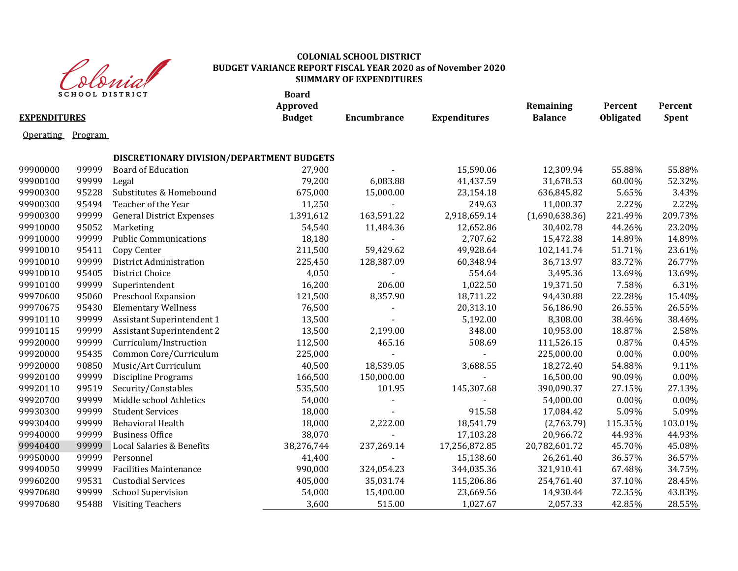Colonial SCHOOL DISTRICT

**COLONIAL SCHOOL DISTRICT**
**BUDGET VARIANCE REPORT FISCAL YEAR 2020 as of November 2020**
**SUMMARY OF EXPENDITURES**

| **EXPENDITURES** Operating | Program | | **Board Approved Budget** | **Encumbrance** | **Expenditures** | **Remaining Balance** | **Percent Obligated** | **Percent Spent** |
|---|---|---|---|---|---|---|---|---|
| | | **DISCRETIONARY DIVISION/DEPARTMENT BUDGETS** | | | | | | |
| 99900000 | 99999 | Board of Education | 27,900 | - | 15,590.06 | 12,309.94 | 55.88% | 55.88% |
| 99900100 | 99999 | Legal | 79,200 | 6,083.88 | 41,437.59 | 31,678.53 | 60.00% | 52.32% |
| 99900300 | 95228 | Substitutes & Homebound | 675,000 | 15,000.00 | 23,154.18 | 636,845.82 | 5.65% | 3.43% |
| 99900300 | 95494 | Teacher of the Year | 11,250 | - | 249.63 | 11,000.37 | 2.22% | 2.22% |
| 99900300 | 99999 | General District Expenses | 1,391,612 | 163,591.22 | 2,918,659.14 | (1,690,638.36) | 221.49% | 209.73% |
| 99910000 | 95052 | Marketing | 54,540 | 11,484.36 | 12,652.86 | 30,402.78 | 44.26% | 23.20% |
| 99910000 | 99999 | Public Communications | 18,180 | - | 2,707.62 | 15,472.38 | 14.89% | 14.89% |
| 99910010 | 95411 | Copy Center | 211,500 | 59,429.62 | 49,928.64 | 102,141.74 | 51.71% | 23.61% |
| 99910010 | 99999 | District Administration | 225,450 | 128,387.09 | 60,348.94 | 36,713.97 | 83.72% | 26.77% |
| 99910010 | 95405 | District Choice | 4,050 | - | 554.64 | 3,495.36 | 13.69% | 13.69% |
| 99910100 | 99999 | Superintendent | 16,200 | 206.00 | 1,022.50 | 19,371.50 | 7.58% | 6.31% |
| 99970600 | 95060 | Preschool Expansion | 121,500 | 8,357.90 | 18,711.22 | 94,430.88 | 22.28% | 15.40% |
| 99970675 | 95430 | Elementary Wellness | 76,500 | - | 20,313.10 | 56,186.90 | 26.55% | 26.55% |
| 99910110 | 99999 | Assistant Superintendent 1 | 13,500 | - | 5,192.00 | 8,308.00 | 38.46% | 38.46% |
| 99910115 | 99999 | Assistant Superintendent 2 | 13,500 | 2,199.00 | 348.00 | 10,953.00 | 18.87% | 2.58% |
| 99920000 | 99999 | Curriculum/Instruction | 112,500 | 465.16 | 508.69 | 111,526.15 | 0.87% | 0.45% |
| 99920000 | 95435 | Common Core/Curriculum | 225,000 | - | - | 225,000.00 | 0.00% | 0.00% |
| 99920000 | 90850 | Music/Art Curriculum | 40,500 | 18,539.05 | 3,688.55 | 18,272.40 | 54.88% | 9.11% |
| 99920100 | 99999 | Discipline Programs | 166,500 | 150,000.00 | - | 16,500.00 | 90.09% | 0.00% |
| 99920110 | 99519 | Security/Constables | 535,500 | 101.95 | 145,307.68 | 390,090.37 | 27.15% | 27.13% |
| 99920700 | 99999 | Middle school Athletics | 54,000 | - | - | 54,000.00 | 0.00% | 0.00% |
| 99930300 | 99999 | Student Services | 18,000 | - | 915.58 | 17,084.42 | 5.09% | 5.09% |
| 99930400 | 99999 | Behavioral Health | 18,000 | 2,222.00 | 18,541.79 | (2,763.79) | 115.35% | 103.01% |
| 99940000 | 99999 | Business Office | 38,070 | - | 17,103.28 | 20,966.72 | 44.93% | 44.93% |
| 99940400 | 99999 | Local Salaries & Benefits | 38,276,744 | 237,269.14 | 17,256,872.85 | 20,782,601.72 | 45.70% | 45.08% |
| 99950000 | 99999 | Personnel | 41,400 | - | 15,138.60 | 26,261.40 | 36.57% | 36.57% |
| 99940050 | 99999 | Facilities Maintenance | 990,000 | 324,054.23 | 344,035.36 | 321,910.41 | 67.48% | 34.75% |
| 99960200 | 99531 | Custodial Services | 405,000 | 35,031.74 | 115,206.86 | 254,761.40 | 37.10% | 28.45% |
| 99970680 | 99999 | School Supervision | 54,000 | 15,400.00 | 23,669.56 | 14,930.44 | 72.35% | 43.83% |
| 99970680 | 95488 | Visiting Teachers | 3,600 | 515.00 | 1,027.67 | 2,057.33 | 42.85% | 28.55% |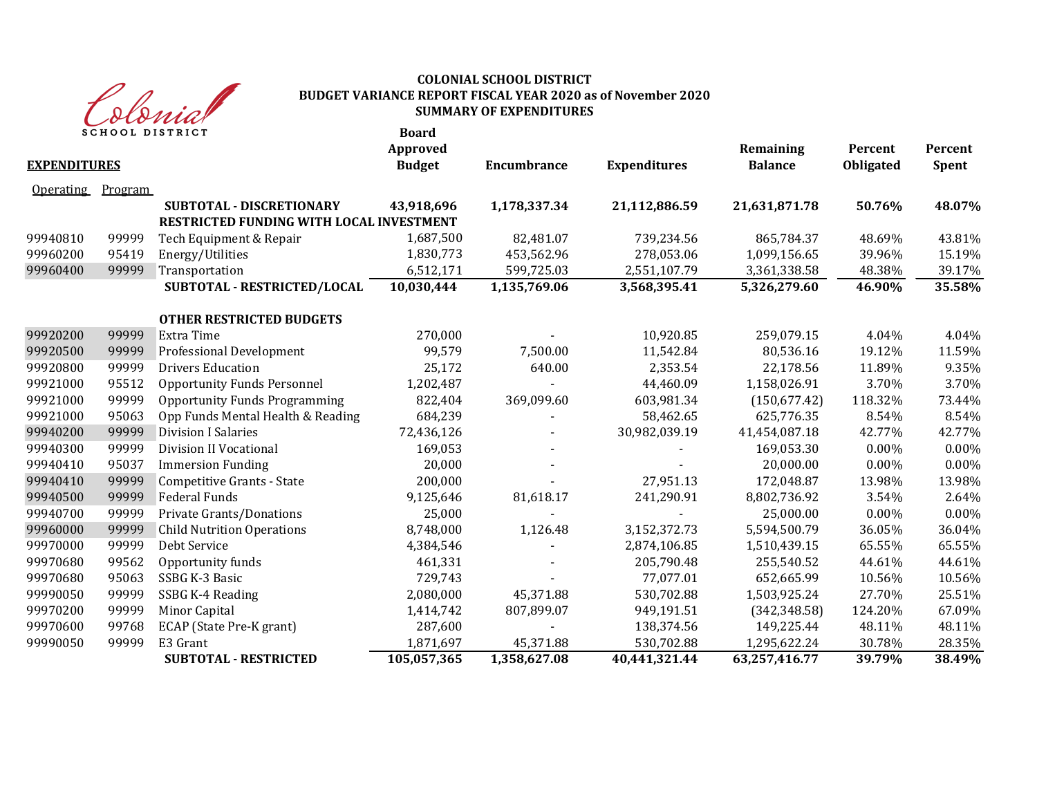**COLONIAL SCHOOL DISTRICT**
**BUDGET VARIANCE REPORT FISCAL YEAR 2020 as of November 2020**
**SUMMARY OF EXPENDITURES**

| EXPENDITURES | | | Board Approved Budget | Encumbrance | Expenditures | Remaining Balance | Percent Obligated | Percent Spent |
|---|---|---|---|---|---|---|---|---|
| Operating | Program | | | | | | | |
| | | **SUBTOTAL - DISCRETIONARY** | **43,918,696** | **1,178,337.34** | **21,112,886.59** | **21,631,871.78** | **50.76%** | **48.07%** |
| | | **RESTRICTED FUNDING WITH LOCAL INVESTMENT** | | | | | | |
| 99940810 | 99999 | Tech Equipment & Repair | 1,687,500 | 82,481.07 | 739,234.56 | 865,784.37 | 48.69% | 43.81% |
| 99960200 | 95419 | Energy/Utilities | 1,830,773 | 453,562.96 | 278,053.06 | 1,099,156.65 | 39.96% | 15.19% |
| 99960400 | 99999 | Transportation | 6,512,171 | 599,725.03 | 2,551,107.79 | 3,361,338.58 | 48.38% | 39.17% |
| | | **SUBTOTAL - RESTRICTED/LOCAL** | **10,030,444** | **1,135,769.06** | **3,568,395.41** | **5,326,279.60** | **46.90%** | **35.58%** |
| | | **OTHER RESTRICTED BUDGETS** | | | | | | |
| 99920200 | 99999 | Extra Time | 270,000 | - | 10,920.85 | 259,079.15 | 4.04% | 4.04% |
| 99920500 | 99999 | Professional Development | 99,579 | 7,500.00 | 11,542.84 | 80,536.16 | 19.12% | 11.59% |
| 99920800 | 99999 | Drivers Education | 25,172 | 640.00 | 2,353.54 | 22,178.56 | 11.89% | 9.35% |
| 99921000 | 95512 | Opportunity Funds Personnel | 1,202,487 | - | 44,460.09 | 1,158,026.91 | 3.70% | 3.70% |
| 99921000 | 99999 | Opportunity Funds Programming | 822,404 | 369,099.60 | 603,981.34 | (150,677.42) | 118.32% | 73.44% |
| 99921000 | 95063 | Opp Funds Mental Health & Reading | 684,239 | - | 58,462.65 | 625,776.35 | 8.54% | 8.54% |
| 99940200 | 99999 | Division I Salaries | 72,436,126 | - | 30,982,039.19 | 41,454,087.18 | 42.77% | 42.77% |
| 99940300 | 99999 | Division II Vocational | 169,053 | - | - | 169,053.30 | 0.00% | 0.00% |
| 99940410 | 95037 | Immersion Funding | 20,000 | - | - | 20,000.00 | 0.00% | 0.00% |
| 99940410 | 99999 | Competitive Grants - State | 200,000 | - | 27,951.13 | 172,048.87 | 13.98% | 13.98% |
| 99940500 | 99999 | Federal Funds | 9,125,646 | 81,618.17 | 241,290.91 | 8,802,736.92 | 3.54% | 2.64% |
| 99940700 | 99999 | Private Grants/Donations | 25,000 | - | - | 25,000.00 | 0.00% | 0.00% |
| 99960000 | 99999 | Child Nutrition Operations | 8,748,000 | 1,126.48 | 3,152,372.73 | 5,594,500.79 | 36.05% | 36.04% |
| 99970000 | 99999 | Debt Service | 4,384,546 | - | 2,874,106.85 | 1,510,439.15 | 65.55% | 65.55% |
| 99970680 | 99562 | Opportunity funds | 461,331 | - | 205,790.48 | 255,540.52 | 44.61% | 44.61% |
| 99970680 | 95063 | SSBG K-3 Basic | 729,743 | - | 77,077.01 | 652,665.99 | 10.56% | 10.56% |
| 99990050 | 99999 | SSBG K-4 Reading | 2,080,000 | 45,371.88 | 530,702.88 | 1,503,925.24 | 27.70% | 25.51% |
| 99970200 | 99999 | Minor Capital | 1,414,742 | 807,899.07 | 949,191.51 | (342,348.58) | 124.20% | 67.09% |
| 99970600 | 99768 | ECAP (State Pre-K grant) | 287,600 | - | 138,374.56 | 149,225.44 | 48.11% | 48.11% |
| 99990050 | 99999 | E3 Grant | 1,871,697 | 45,371.88 | 530,702.88 | 1,295,622.24 | 30.78% | 28.35% |
| | | **SUBTOTAL - RESTRICTED** | **105,057,365** | **1,358,627.08** | **40,441,321.44** | **63,257,416.77** | **39.79%** | **38.49%** |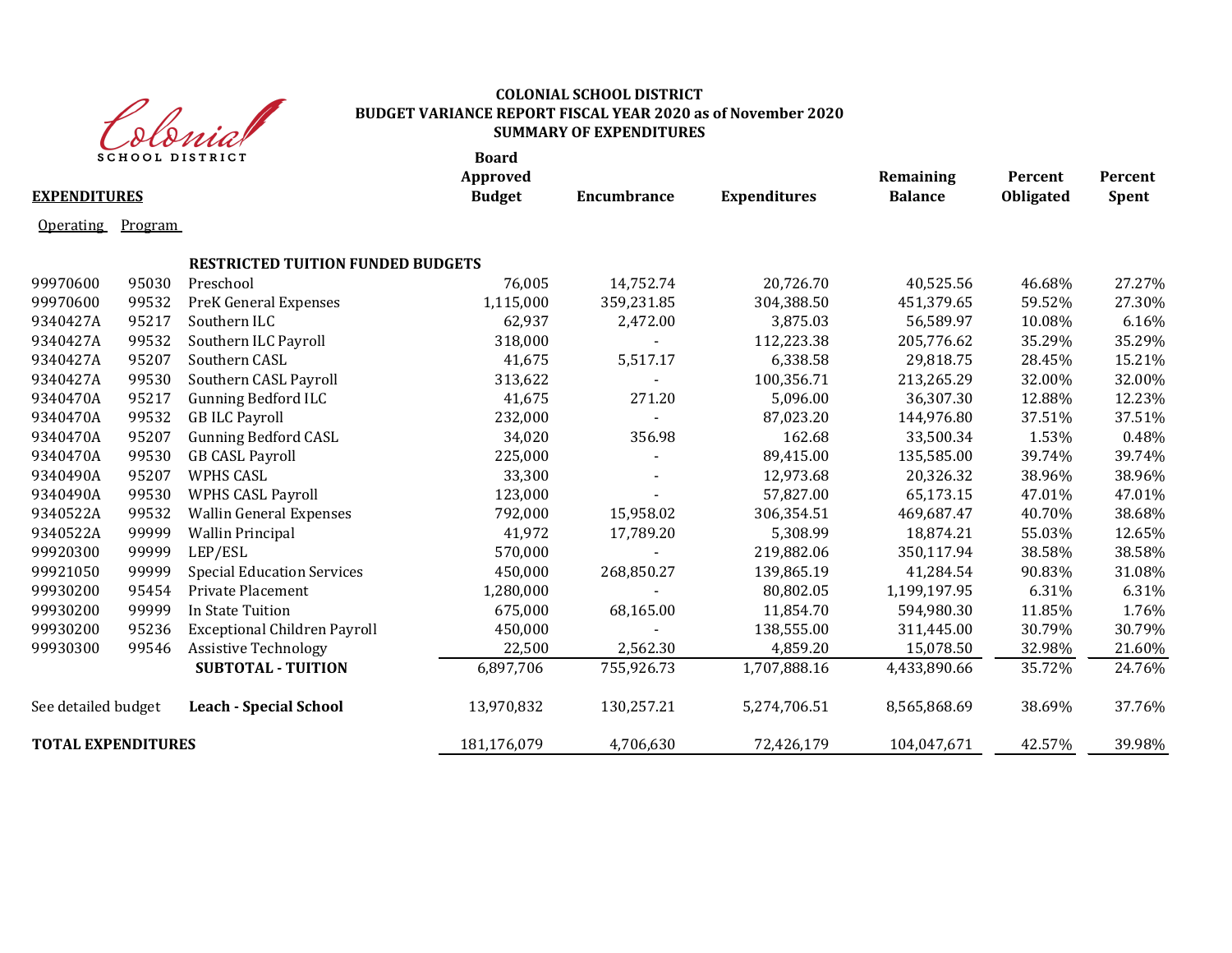Colonial SCHOOL DISTRICT

**COLONIAL SCHOOL DISTRICT**
**BUDGET VARIANCE REPORT FISCAL YEAR 2020 as of November 2020**
**SUMMARY OF EXPENDITURES**

| **EXPENDITURES** | | | Board Approved Budget | Encumbrance | Expenditures | Remaining Balance | Percent Obligated | Percent Spent |
|---|---|---|---|---|---|---|---|---|
| Operating | Program | | | | | | | |
| | | **RESTRICTED TUITION FUNDED BUDGETS** | | | | | | |
| 99970600 | 95030 | Preschool | 76,005 | 14,752.74 | 20,726.70 | 40,525.56 | 46.68% | 27.27% |
| 99970600 | 99532 | PreK General Expenses | 1,115,000 | 359,231.85 | 304,388.50 | 451,379.65 | 59.52% | 27.30% |
| 9340427A | 95217 | Southern ILC | 62,937 | 2,472.00 | 3,875.03 | 56,589.97 | 10.08% | 6.16% |
| 9340427A | 99532 | Southern ILC Payroll | 318,000 | - | 112,223.38 | 205,776.62 | 35.29% | 35.29% |
| 9340427A | 95207 | Southern CASL | 41,675 | 5,517.17 | 6,338.58 | 29,818.75 | 28.45% | 15.21% |
| 9340427A | 99530 | Southern CASL Payroll | 313,622 | - | 100,356.71 | 213,265.29 | 32.00% | 32.00% |
| 9340470A | 95217 | Gunning Bedford ILC | 41,675 | 271.20 | 5,096.00 | 36,307.30 | 12.88% | 12.23% |
| 9340470A | 99532 | GB ILC Payroll | 232,000 | - | 87,023.20 | 144,976.80 | 37.51% | 37.51% |
| 9340470A | 95207 | Gunning Bedford CASL | 34,020 | 356.98 | 162.68 | 33,500.34 | 1.53% | 0.48% |
| 9340470A | 99530 | GB CASL Payroll | 225,000 | - | 89,415.00 | 135,585.00 | 39.74% | 39.74% |
| 9340490A | 95207 | WPHS CASL | 33,300 | - | 12,973.68 | 20,326.32 | 38.96% | 38.96% |
| 9340490A | 99530 | WPHS CASL Payroll | 123,000 | - | 57,827.00 | 65,173.15 | 47.01% | 47.01% |
| 9340522A | 99532 | Wallin General Expenses | 792,000 | 15,958.02 | 306,354.51 | 469,687.47 | 40.70% | 38.68% |
| 9340522A | 99999 | Wallin Principal | 41,972 | 17,789.20 | 5,308.99 | 18,874.21 | 55.03% | 12.65% |
| 99920300 | 99999 | LEP/ESL | 570,000 | - | 219,882.06 | 350,117.94 | 38.58% | 38.58% |
| 99921050 | 99999 | Special Education Services | 450,000 | 268,850.27 | 139,865.19 | 41,284.54 | 90.83% | 31.08% |
| 99930200 | 95454 | Private Placement | 1,280,000 | - | 80,802.05 | 1,199,197.95 | 6.31% | 6.31% |
| 99930200 | 99999 | In State Tuition | 675,000 | 68,165.00 | 11,854.70 | 594,980.30 | 11.85% | 1.76% |
| 99930200 | 95236 | Exceptional Children Payroll | 450,000 | - | 138,555.00 | 311,445.00 | 30.79% | 30.79% |
| 99930300 | 99546 | Assistive Technology | 22,500 | 2,562.30 | 4,859.20 | 15,078.50 | 32.98% | 21.60% |
| | | **SUBTOTAL - TUITION** | 6,897,706 | 755,926.73 | 1,707,888.16 | 4,433,890.66 | 35.72% | 24.76% |
| See detailed budget | | **Leach - Special School** | 13,970,832 | 130,257.21 | 5,274,706.51 | 8,565,868.69 | 38.69% | 37.76% |
| **TOTAL EXPENDITURES** | | | 181,176,079 | 4,706,630 | 72,426,179 | 104,047,671 | 42.57% | 39.98% |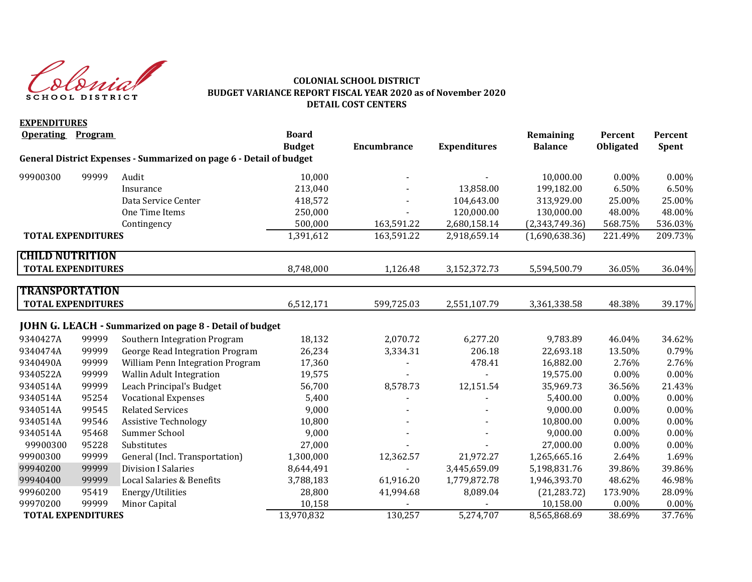# COLONIAL SCHOOL DISTRICT
## BUDGET VARIANCE REPORT FISCAL YEAR 2020 as of November 2020
## DETAIL COST CENTERS

**EXPENDITURES**

| Operating | Program | | Board Budget | Encumbrance | Expenditures | Remaining Balance | Percent Obligated | Percent Spent |
|---|---|---|---|---|---|---|---|---|
| **General District Expenses - Summarized on page 6 - Detail of budget** | | | | | | | | |
| 99900300 | 99999 | Audit | 10,000 | - | - | 10,000.00 | 0.00% | 0.00% |
| | | Insurance | 213,040 | - | 13,858.00 | 199,182.00 | 6.50% | 6.50% |
| | | Data Service Center | 418,572 | - | 104,643.00 | 313,929.00 | 25.00% | 25.00% |
| | | One Time Items | 250,000 | - | 120,000.00 | 130,000.00 | 48.00% | 48.00% |
| | | Contingency | 500,000 | 163,591.22 | 2,680,158.14 | (2,343,749.36) | 568.75% | 536.03% |
| **TOTAL EXPENDITURES** | | | 1,391,612 | 163,591.22 | 2,918,659.14 | (1,690,638.36) | 221.49% | 209.73% |
| **CHILD NUTRITION** | | | | | | | | |
| **TOTAL EXPENDITURES** | | | 8,748,000 | 1,126.48 | 3,152,372.73 | 5,594,500.79 | 36.05% | 36.04% |
| **TRANSPORTATION** | | | | | | | | |
| **TOTAL EXPENDITURES** | | | 6,512,171 | 599,725.03 | 2,551,107.79 | 3,361,338.58 | 48.38% | 39.17% |
| **JOHN G. LEACH - Summarized on page 8 - Detail of budget** | | | | | | | | |
| 9340427A | 99999 | Southern Integration Program | 18,132 | 2,070.72 | 6,277.20 | 9,783.89 | 46.04% | 34.62% |
| 9340474A | 99999 | George Read Integration Program | 26,234 | 3,334.31 | 206.18 | 22,693.18 | 13.50% | 0.79% |
| 9340490A | 99999 | William Penn Integration Program | 17,360 | - | 478.41 | 16,882.00 | 2.76% | 2.76% |
| 9340522A | 99999 | Wallin Adult Integration | 19,575 | - | - | 19,575.00 | 0.00% | 0.00% |
| 9340514A | 99999 | Leach Principal's Budget | 56,700 | 8,578.73 | 12,151.54 | 35,969.73 | 36.56% | 21.43% |
| 9340514A | 95254 | Vocational Expenses | 5,400 | - | - | 5,400.00 | 0.00% | 0.00% |
| 9340514A | 99545 | Related Services | 9,000 | - | - | 9,000.00 | 0.00% | 0.00% |
| 9340514A | 99546 | Assistive Technology | 10,800 | - | - | 10,800.00 | 0.00% | 0.00% |
| 9340514A | 95468 | Summer School | 9,000 | - | - | 9,000.00 | 0.00% | 0.00% |
| 99900300 | 95228 | Substitutes | 27,000 | - | - | 27,000.00 | 0.00% | 0.00% |
| 99900300 | 99999 | General (Incl. Transportation) | 1,300,000 | 12,362.57 | 21,972.27 | 1,265,665.16 | 2.64% | 1.69% |
| 99940200 | 99999 | Division I Salaries | 8,644,491 | - | 3,445,659.09 | 5,198,831.76 | 39.86% | 39.86% |
| 99940400 | 99999 | Local Salaries & Benefits | 3,788,183 | 61,916.20 | 1,779,872.78 | 1,946,393.70 | 48.62% | 46.98% |
| 99960200 | 95419 | Energy/Utilities | 28,800 | 41,994.68 | 8,089.04 | (21,283.72) | 173.90% | 28.09% |
| 99970200 | 99999 | Minor Capital | 10,158 | - | - | 10,158.00 | 0.00% | 0.00% |
| **TOTAL EXPENDITURES** | | | 13,970,832 | 130,257 | 5,274,707 | 8,565,868.69 | 38.69% | 37.76% |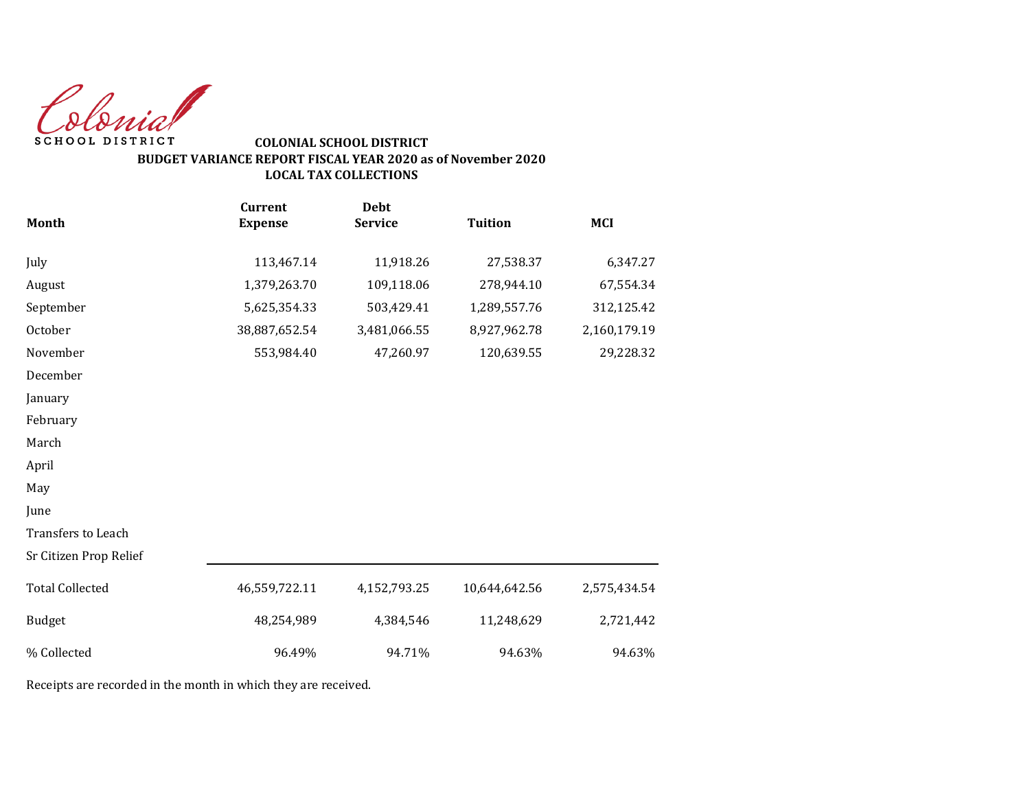Colonial SCHOOL DISTRICT

**COLONIAL SCHOOL DISTRICT**
**BUDGET VARIANCE REPORT FISCAL YEAR 2020 as of November 2020**
**LOCAL TAX COLLECTIONS**

| Month | Current Expense | Debt Service | Tuition | MCI |
|---|---|---|---|---|
| July | 113,467.14 | 11,918.26 | 27,538.37 | 6,347.27 |
| August | 1,379,263.70 | 109,118.06 | 278,944.10 | 67,554.34 |
| September | 5,625,354.33 | 503,429.41 | 1,289,557.76 | 312,125.42 |
| October | 38,887,652.54 | 3,481,066.55 | 8,927,962.78 | 2,160,179.19 |
| November | 553,984.40 | 47,260.97 | 120,639.55 | 29,228.32 |
| December | | | | |
| January | | | | |
| February | | | | |
| March | | | | |
| April | | | | |
| May | | | | |
| June | | | | |
| Transfers to Leach | | | | |
| Sr Citizen Prop Relief | | | | |
| Total Collected | 46,559,722.11 | 4,152,793.25 | 10,644,642.56 | 2,575,434.54 |
| Budget | 48,254,989 | 4,384,546 | 11,248,629 | 2,721,442 |
| % Collected | 96.49% | 94.71% | 94.63% | 94.63% |

Receipts are recorded in the month in which they are received.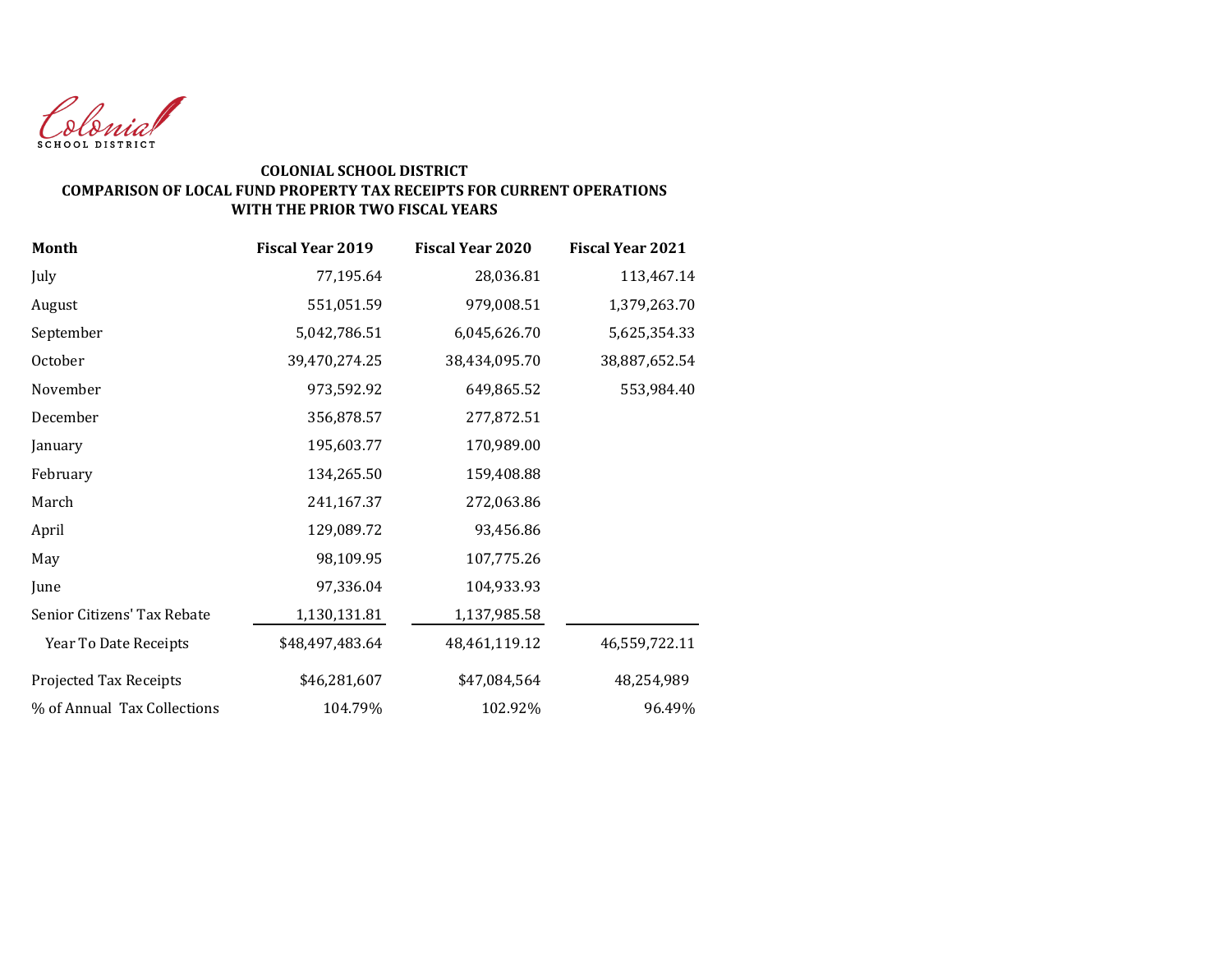Colonial SCHOOL DISTRICT

**COLONIAL SCHOOL DISTRICT**
**COMPARISON OF LOCAL FUND PROPERTY TAX RECEIPTS FOR CURRENT OPERATIONS WITH THE PRIOR TWO FISCAL YEARS**

| Month | Fiscal Year 2019 | Fiscal Year 2020 | Fiscal Year 2021 |
|---|---|---|---|
| July | 77,195.64 | 28,036.81 | 113,467.14 |
| August | 551,051.59 | 979,008.51 | 1,379,263.70 |
| September | 5,042,786.51 | 6,045,626.70 | 5,625,354.33 |
| October | 39,470,274.25 | 38,434,095.70 | 38,887,652.54 |
| November | 973,592.92 | 649,865.52 | 553,984.40 |
| December | 356,878.57 | 277,872.51 | |
| January | 195,603.77 | 170,989.00 | |
| February | 134,265.50 | 159,408.88 | |
| March | 241,167.37 | 272,063.86 | |
| April | 129,089.72 | 93,456.86 | |
| May | 98,109.95 | 107,775.26 | |
| June | 97,336.04 | 104,933.93 | |
| Senior Citizens' Tax Rebate | 1,130,131.81 | 1,137,985.58 | |
| Year To Date Receipts | $48,497,483.64 | 48,461,119.12 | 46,559,722.11 |
| Projected Tax Receipts | $46,281,607 | $47,084,564 | 48,254,989 |
| % of Annual Tax Collections | 104.79% | 102.92% | 96.49% |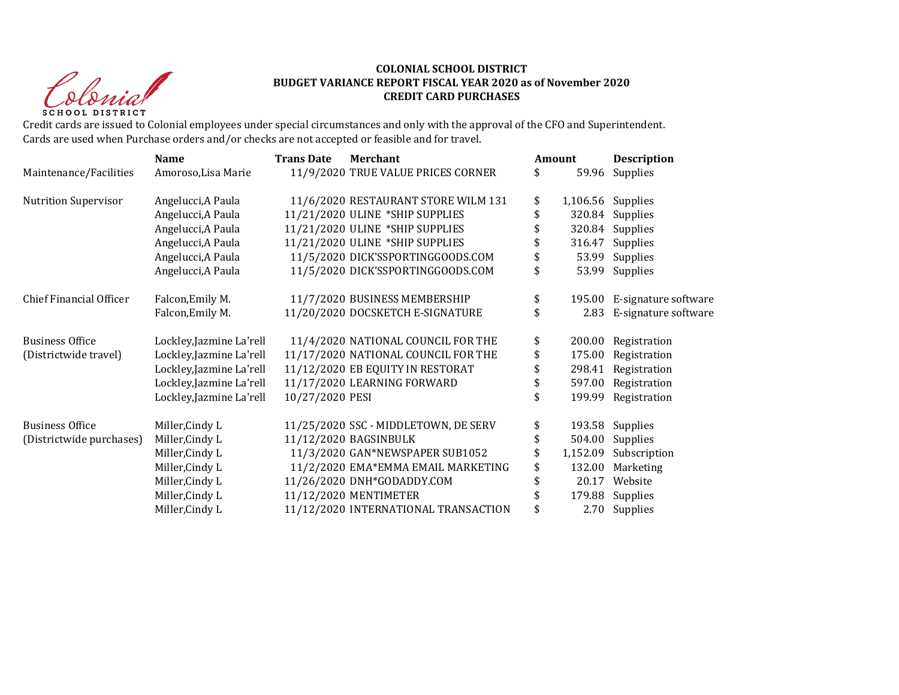# COLONIAL SCHOOL DISTRICT
## BUDGET VARIANCE REPORT FISCAL YEAR 2020 as of November 2020
## CREDIT CARD PURCHASES

Credit cards are issued to Colonial employees under special circumstances and only with the approval of the CFO and Superintendent.
Cards are used when Purchase orders and/or checks are not accepted or feasible and for travel.

| | Name | Trans Date | Merchant | Amount | Description |
|---|---|---|---|---|---|
| Maintenance/Facilities | Amoroso,Lisa Marie | 11/9/2020 | TRUE VALUE PRICES CORNER | $ 59.96 | Supplies |
| Nutrition Supervisor | Angelucci,A Paula | 11/6/2020 | RESTAURANT STORE WILM 131 | $ 1,106.56 | Supplies |
| | Angelucci,A Paula | 11/21/2020 | ULINE *SHIP SUPPLIES | $ 320.84 | Supplies |
| | Angelucci,A Paula | 11/21/2020 | ULINE *SHIP SUPPLIES | $ 320.84 | Supplies |
| | Angelucci,A Paula | 11/21/2020 | ULINE *SHIP SUPPLIES | $ 316.47 | Supplies |
| | Angelucci,A Paula | 11/5/2020 | DICK'SSPORTINGGOODS.COM | $ 53.99 | Supplies |
| | Angelucci,A Paula | 11/5/2020 | DICK'SSPORTINGGOODS.COM | $ 53.99 | Supplies |
| Chief Financial Officer | Falcon,Emily M. | 11/7/2020 | BUSINESS MEMBERSHIP | $ 195.00 | E-signature software |
| | Falcon,Emily M. | 11/20/2020 | DOCSKETCH E-SIGNATURE | $ 2.83 | E-signature software |
| Business Office (Districtwide travel) | Lockley,Jazmine La'rell | 11/4/2020 | NATIONAL COUNCIL FOR THE | $ 200.00 | Registration |
| | Lockley,Jazmine La'rell | 11/17/2020 | NATIONAL COUNCIL FOR THE | $ 175.00 | Registration |
| | Lockley,Jazmine La'rell | 11/12/2020 | EB EQUITY IN RESTORAT | $ 298.41 | Registration |
| | Lockley,Jazmine La'rell | 11/17/2020 | LEARNING FORWARD | $ 597.00 | Registration |
| | Lockley,Jazmine La'rell | 10/27/2020 | PESI | $ 199.99 | Registration |
| Business Office (Districtwide purchases) | Miller,Cindy L | 11/25/2020 | SSC - MIDDLETOWN, DE SERV | $ 193.58 | Supplies |
| | Miller,Cindy L | 11/12/2020 | BAGSINBULK | $ 504.00 | Supplies |
| | Miller,Cindy L | 11/3/2020 | GAN*NEWSPAPER SUB1052 | $ 1,152.09 | Subscription |
| | Miller,Cindy L | 11/2/2020 | EMA*EMMA EMAIL MARKETING | $ 132.00 | Marketing |
| | Miller,Cindy L | 11/26/2020 | DNH*GODADDY.COM | $ 20.17 | Website |
| | Miller,Cindy L | 11/12/2020 | MENTIMETER | $ 179.88 | Supplies |
| | Miller,Cindy L | 11/12/2020 | INTERNATIONAL TRANSACTION | $ 2.70 | Supplies |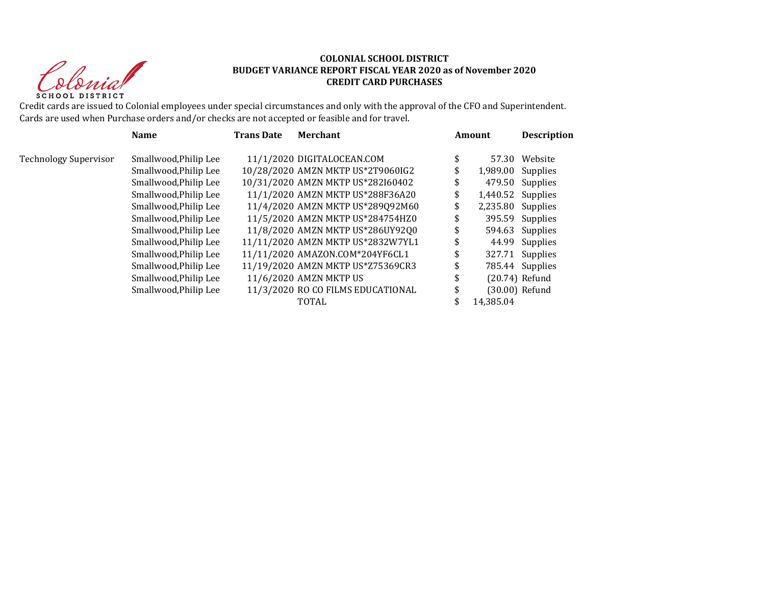Colonial SCHOOL DISTRICT

**COLONIAL SCHOOL DISTRICT**
**BUDGET VARIANCE REPORT FISCAL YEAR 2020 as of November 2020**
**CREDIT CARD PURCHASES**

Credit cards are issued to Colonial employees under special circumstances and only with the approval of the CFO and Superintendent.
Cards are used when Purchase orders and/or checks are not accepted or feasible and for travel.

| | Name | Trans Date | Merchant | Amount | Description |
|---|---|---|---|---|---|
| Technology Supervisor | Smallwood,Philip Lee | 11/1/2020 | DIGITALOCEAN.COM | $ 57.30 | Website |
| | Smallwood,Philip Lee | 10/28/2020 | AMZN MKTP US*2T9060IG2 | $ 1,989.00 | Supplies |
| | Smallwood,Philip Lee | 10/31/2020 | AMZN MKTP US*282I60402 | $ 479.50 | Supplies |
| | Smallwood,Philip Lee | 11/1/2020 | AMZN MKTP US*288F36A20 | $ 1,440.52 | Supplies |
| | Smallwood,Philip Lee | 11/4/2020 | AMZN MKTP US*289Q92M60 | $ 2,235.80 | Supplies |
| | Smallwood,Philip Lee | 11/5/2020 | AMZN MKTP US*284754HZ0 | $ 395.59 | Supplies |
| | Smallwood,Philip Lee | 11/8/2020 | AMZN MKTP US*286UY92Q0 | $ 594.63 | Supplies |
| | Smallwood,Philip Lee | 11/11/2020 | AMZN MKTP US*2832W7YL1 | $ 44.99 | Supplies |
| | Smallwood,Philip Lee | 11/11/2020 | AMAZON.COM*204YF6CL1 | $ 327.71 | Supplies |
| | Smallwood,Philip Lee | 11/19/2020 | AMZN MKTP US*Z75369CR3 | $ 785.44 | Supplies |
| | Smallwood,Philip Lee | 11/6/2020 | AMZN MKTP US | $ (20.74) | Refund |
| | Smallwood,Philip Lee | 11/3/2020 | RO CO FILMS EDUCATIONAL | $ (30.00) | Refund |
| | | | TOTAL | $ 14,385.04 | |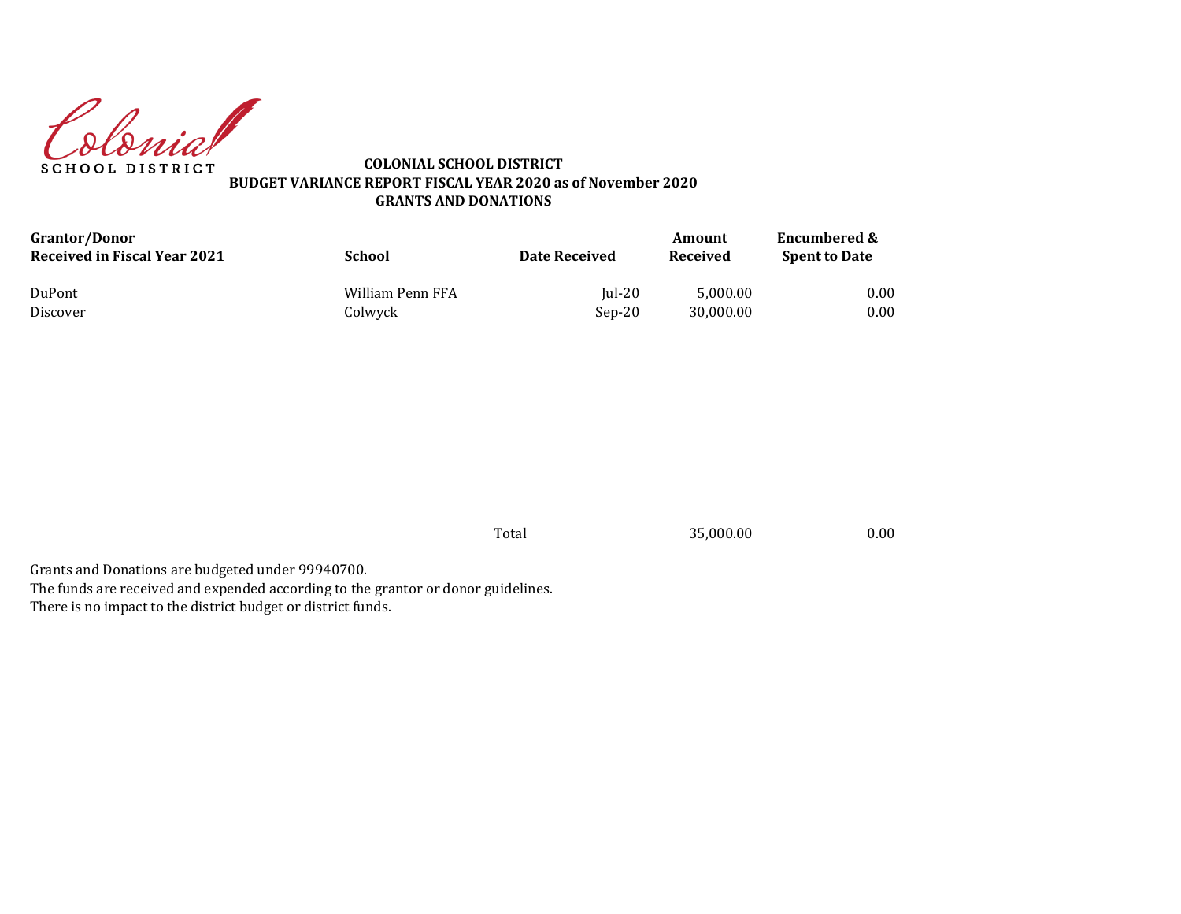Colonial
SCHOOL DISTRICT

**COLONIAL SCHOOL DISTRICT**
**BUDGET VARIANCE REPORT FISCAL YEAR 2020 as of November 2020**
**GRANTS AND DONATIONS**

| Grantor/Donor Received in Fiscal Year 2021 | School | Date Received | Amount Received | Encumbered & Spent to Date |
|---|---|---|---|---|
| DuPont | William Penn FFA | Jul-20 | 5,000.00 | 0.00 |
| Discover | Colwyck | Sep-20 | 30,000.00 | 0.00 |
| | | Total | 35,000.00 | 0.00 |

Grants and Donations are budgeted under 99940700.
The funds are received and expended according to the grantor or donor guidelines.
There is no impact to the district budget or district funds.